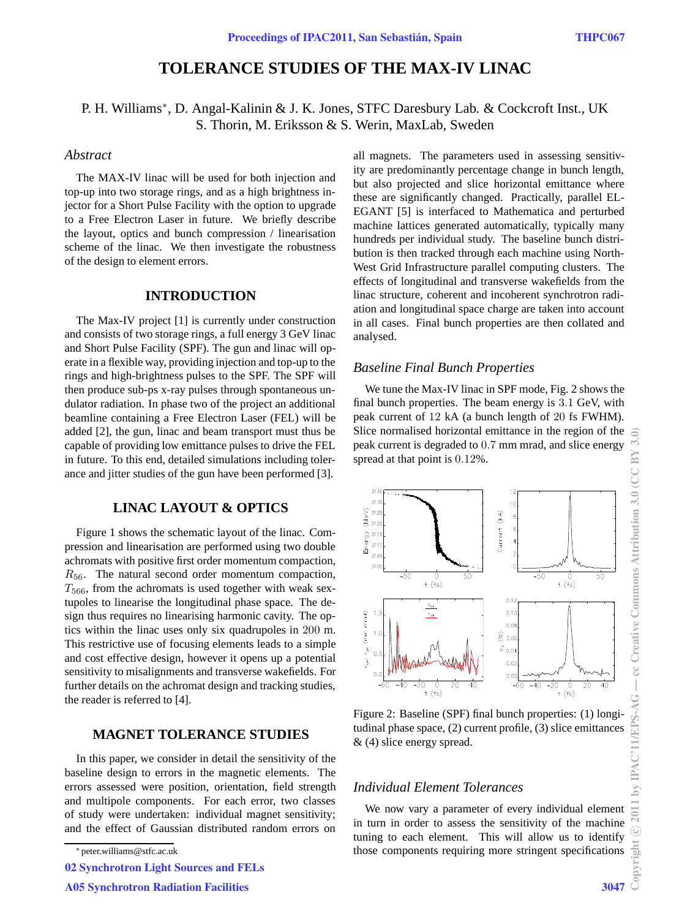# TOLERANCE STUDIES OF THE MAX-IV LINAC

P. H. Williams*, D. Angal-Kalinin & J. K. Jones, STFC Daresbury Lab. & Cockcroft Inst., UK
S. Thorin, M. Eriksson & S. Werin, MaxLab, Sweden

## *Abstract*

The MAX-IV linac will be used for both injection and top-up into two storage rings, and as a high brightness injector for a Short Pulse Facility with the option to upgrade to a Free Electron Laser in future. We briefly describe the layout, optics and bunch compression / linearisation scheme of the linac. We then investigate the robustness of the design to element errors.

## INTRODUCTION

The Max-IV project [1] is currently under construction and consists of two storage rings, a full energy 3 GeV linac and Short Pulse Facility (SPF). The gun and linac will operate in a flexible way, providing injection and top-up to the rings and high-brightness pulses to the SPF. The SPF will then produce sub-ps x-ray pulses through spontaneous undulator radiation. In phase two of the project an additional beamline containing a Free Electron Laser (FEL) will be added [2], the gun, linac and beam transport must thus be capable of providing low emittance pulses to drive the FEL in future. To this end, detailed simulations including tolerance and jitter studies of the gun have been performed [3].

## LINAC LAYOUT & OPTICS

Figure 1 shows the schematic layout of the linac. Compression and linearisation are performed using two double achromats with positive first order momentum compaction, $R_{56}$. The natural second order momentum compaction, $T_{566}$, from the achromats is used together with weak sextupoles to linearise the longitudinal phase space. The design thus requires no linearising harmonic cavity. The optics within the linac uses only six quadrupoles in $200$ m. This restrictive use of focusing elements leads to a simple and cost effective design, however it opens up a potential sensitivity to misalignments and transverse wakefields. For further details on the achromat design and tracking studies, the reader is referred to [4].

## MAGNET TOLERANCE STUDIES

In this paper, we consider in detail the sensitivity of the baseline design to errors in the magnetic elements. The errors assessed were position, orientation, field strength and multipole components. For each error, two classes of study were undertaken: individual magnet sensitivity; and the effect of Gaussian distributed random errors on all magnets. The parameters used in assessing sensitivity are predominantly percentage change in bunch length, but also projected and slice horizontal emittance where these are significantly changed. Practically, parallel ELEGANT [5] is interfaced to Mathematica and perturbed machine lattices generated automatically, typically many hundreds per individual study. The baseline bunch distribution is then tracked through each machine using North-West Grid Infrastructure parallel computing clusters. The effects of longitudinal and transverse wakefields from the linac structure, coherent and incoherent synchrotron radiation and longitudinal space charge are taken into account in all cases. Final bunch properties are then collated and analysed.

### *Baseline Final Bunch Properties*

We tune the Max-IV linac in SPF mode, Fig. 2 shows the final bunch properties. The beam energy is $3.1$ GeV, with peak current of $12$ kA (a bunch length of $20$ fs FWHM). Slice normalised horizontal emittance in the region of the peak current is degraded to $0.7$ mm mrad, and slice energy spread at that point is $0.12\%$.

Figure 2: Baseline (SPF) final bunch properties: (1) longitudinal phase space, (2) current profile, (3) slice emittances & (4) slice energy spread.

### *Individual Element Tolerances*

We now vary a parameter of every individual element in turn in order to assess the sensitivity of the machine tuning to each element. This will allow us to identify those components requiring more stringent specifications

---

* peter.williams@stfc.ac.uk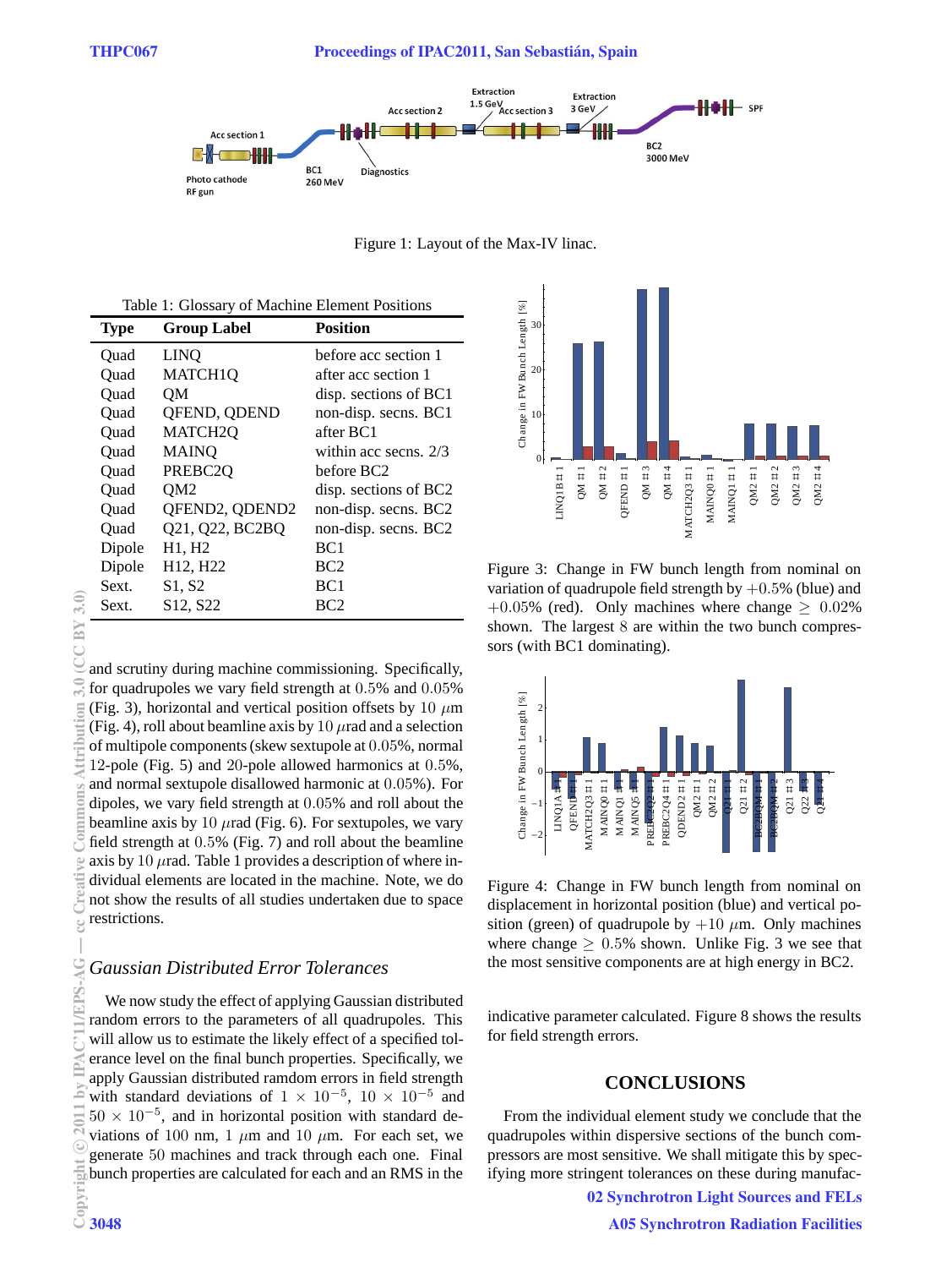Figure 1: Layout of the Max-IV linac.

Table 1: Glossary of Machine Element Positions

| Type | Group Label | Position |
|---|---|---|
| Quad | LINQ | before acc section 1 |
| Quad | MATCH1Q | after acc section 1 |
| Quad | QM | disp. sections of BC1 |
| Quad | QFEND, QDEND | non-disp. secns. BC1 |
| Quad | MATCH2Q | after BC1 |
| Quad | MAINQ | within acc secns. 2/3 |
| Quad | PREBC2Q | before BC2 |
| Quad | QM2 | disp. sections of BC2 |
| Quad | QFEND2, QDEND2 | non-disp. secns. BC2 |
| Quad | Q21, Q22, BC2BQ | non-disp. secns. BC2 |
| Dipole | H1, H2 | BC1 |
| Dipole | H12, H22 | BC2 |
| Sext. | S1, S2 | BC1 |
| Sext. | S12, S22 | BC2 |

and scrutiny during machine commissioning. Specifically, for quadrupoles we vary field strength at $0.5\%$ and $0.05\%$ (Fig. 3), horizontal and vertical position offsets by $10\ \mu$m (Fig. 4), roll about beamline axis by $10\ \mu$rad and a selection of multipole components (skew sextupole at $0.05\%$, normal 12-pole (Fig. 5) and 20-pole allowed harmonics at $0.5\%$, and normal sextupole disallowed harmonic at $0.05\%$). For dipoles, we vary field strength at $0.05\%$ and roll about the beamline axis by $10\ \mu$rad (Fig. 6). For sextupoles, we vary field strength at $0.5\%$ (Fig. 7) and roll about the beamline axis by $10\ \mu$rad. Table 1 provides a description of where individual elements are located in the machine. Note, we do not show the results of all studies undertaken due to space restrictions.

### *Gaussian Distributed Error Tolerances*

We now study the effect of applying Gaussian distributed random errors to the parameters of all quadrupoles. This will allow us to estimate the likely effect of a specified tolerance level on the final bunch properties. Specifically, we apply Gaussian distributed ramdom errors in field strength with standard deviations of $1 \times 10^{-5}$, $10 \times 10^{-5}$ and $50 \times 10^{-5}$, and in horizontal position with standard deviations of 100 nm, 1 $\mu$m and 10 $\mu$m. For each set, we generate 50 machines and track through each one. Final bunch properties are calculated for each and an RMS in the indicative parameter calculated. Figure 8 shows the results for field strength errors.

Figure 3: Change in FW bunch length from nominal on variation of quadrupole field strength by $+0.5\%$ (blue) and $+0.05\%$ (red). Only machines where change $\geq 0.02\%$ shown. The largest 8 are within the two bunch compressors (with BC1 dominating).

Figure 4: Change in FW bunch length from nominal on displacement in horizontal position (blue) and vertical position (green) of quadrupole by $+10\ \mu$m. Only machines where change $\geq 0.5\%$ shown. Unlike Fig. 3 we see that the most sensitive components are at high energy in BC2.

## CONCLUSIONS

From the individual element study we conclude that the quadrupoles within dispersive sections of the bunch compressors are most sensitive. We shall mitigate this by specifying more stringent tolerances on these during manufac-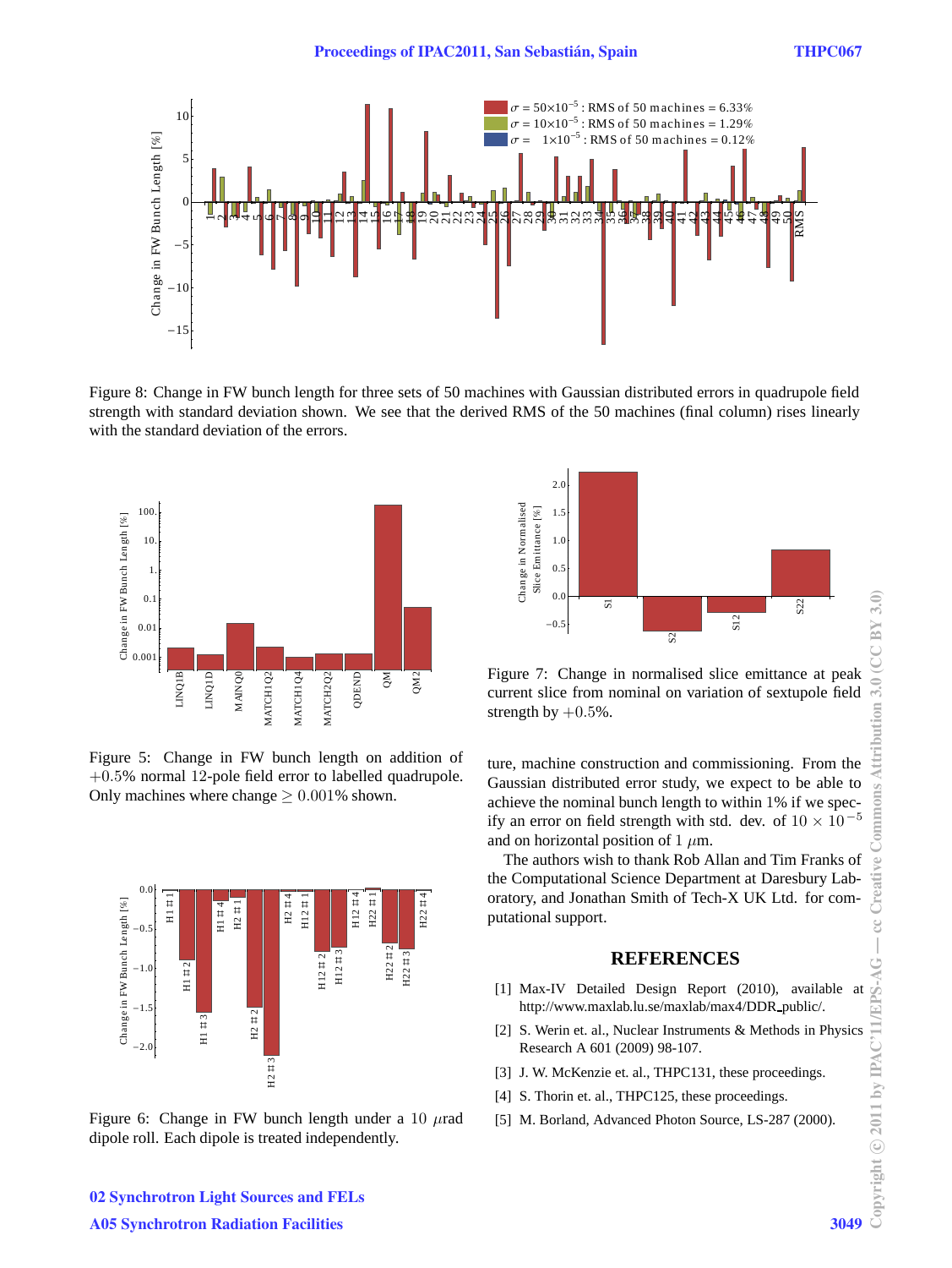$\sigma$ = $50\times10^{-5}$ : RMS of 50 machines = 6.33%

$\sigma$ = $10\times10^{-5}$ : RMS of 50 machines = 1.29%

$\sigma$ = $1\times10^{-5}$ : RMS of 50 machines = 0.12%

Change in FW Bunch Length [%]

10, 5, 0, −5, −10, −15

1 2 3 4 5 6 7 8 9 10 11 12 13 14 15 16 17 18 19 20 21 22 23 24 25 26 27 28 29 30 31 32 33 34 35 36 37 38 39 40 41 42 43 44 45 46 47 48 49 50 RMS

Figure 8: Change in FW bunch length for three sets of 50 machines with Gaussian distributed errors in quadrupole field strength with standard deviation shown. We see that the derived RMS of the 50 machines (final column) rises linearly with the standard deviation of the errors.

Change in FW Bunch Length [%]

100., 10., 1., 0.1, 0.01, 0.001

LINQ1B, LINQ1D, MAINQ0, MATCH1Q2, MATCH1Q4, MATCH2Q2, QDEND, QM, QM2

Figure 5: Change in FW bunch length on addition of $+0.5$% normal 12-pole field error to labelled quadrupole. Only machines where change $\geq 0.001$% shown.

Change in FW Bunch Length [%]

0.0, −0.5, −1.0, −1.5, −2.0

H1 ♯1, H1 ♯2, H1 ♯3, H1 ♯4, H2 ♯1, H2 ♯2, H2 ♯3, H2 ♯4, H12 ♯1, H12 ♯2, H12 ♯3, H12 ♯4, H22 ♯1, H22 ♯2, H22 ♯3, H22 ♯4

Figure 6: Change in FW bunch length under a 10 $\mu$rad dipole roll. Each dipole is treated independently.

Change in Normalised Slice Emittance [%]

2.0, 1.5, 1.0, 0.5, 0.0, −0.5

S1, S2, S12, S22

Figure 7: Change in normalised slice emittance at peak current slice from nominal on variation of sextupole field strength by $+0.5$%.

ture, machine construction and commissioning. From the Gaussian distributed error study, we expect to be able to achieve the nominal bunch length to within 1% if we specify an error on field strength with std. dev. of $10 \times 10^{-5}$ and on horizontal position of 1 $\mu$m.

The authors wish to thank Rob Allan and Tim Franks of the Computational Science Department at Daresbury Laboratory, and Jonathan Smith of Tech-X UK Ltd. for computational support.

## REFERENCES

[1] Max-IV Detailed Design Report (2010), available at http://www.maxlab.lu.se/maxlab/max4/DDR_public/.

[2] S. Werin et. al., Nuclear Instruments & Methods in Physics Research A 601 (2009) 98-107.

[3] J. W. McKenzie et. al., THPC131, these proceedings.

[4] S. Thorin et. al., THPC125, these proceedings.

[5] M. Borland, Advanced Photon Source, LS-287 (2000).